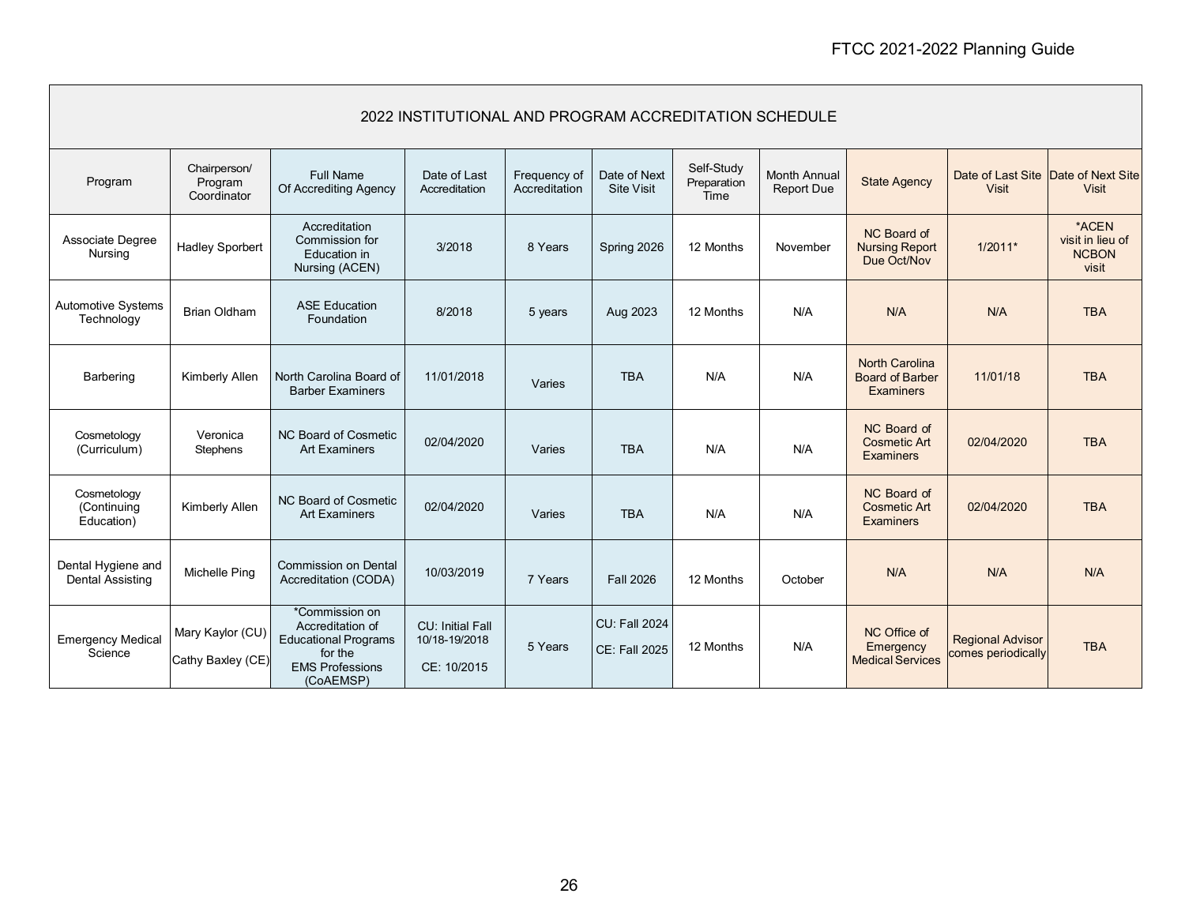## 2022 INSTITUTIONAL AND PROGRAM ACCREDITATION SCHEDULE

| Program | Chairperson/ Program Coordinator | Full Name Of Accrediting Agency | Date of Last Accreditation | Frequency of Accreditation | Date of Next Site Visit | Self-Study Preparation Time | Month Annual Report Due | State Agency | Date of Last Site Visit | Date of Next Site Visit |
|---|---|---|---|---|---|---|---|---|---|---|
| Associate Degree Nursing | Hadley Sporbert | Accreditation Commission for Education in Nursing (ACEN) | 3/2018 | 8 Years | Spring 2026 | 12 Months | November | NC Board of Nursing Report Due Oct/Nov | 1/2011* | *ACEN visit in lieu of NCBON visit |
| Automotive Systems Technology | Brian Oldham | ASE Education Foundation | 8/2018 | 5 years | Aug 2023 | 12 Months | N/A | N/A | N/A | TBA |
| Barbering | Kimberly Allen | North Carolina Board of Barber Examiners | 11/01/2018 | Varies | TBA | N/A | N/A | North Carolina Board of Barber Examiners | 11/01/18 | TBA |
| Cosmetology (Curriculum) | Veronica Stephens | NC Board of Cosmetic Art Examiners | 02/04/2020 | Varies | TBA | N/A | N/A | NC Board of Cosmetic Art Examiners | 02/04/2020 | TBA |
| Cosmetology (Continuing Education) | Kimberly Allen | NC Board of Cosmetic Art Examiners | 02/04/2020 | Varies | TBA | N/A | N/A | NC Board of Cosmetic Art Examiners | 02/04/2020 | TBA |
| Dental Hygiene and Dental Assisting | Michelle Ping | Commission on Dental Accreditation (CODA) | 10/03/2019 | 7 Years | Fall 2026 | 12 Months | October | N/A | N/A | N/A |
| Emergency Medical Science | Mary Kaylor (CU) Cathy Baxley (CE) | *Commission on Accreditation of Educational Programs for the EMS Professions (CoAEMSP) | CU: Initial Fall 10/18-19/2018 CE: 10/2015 | 5 Years | CU: Fall 2024 CE: Fall 2025 | 12 Months | N/A | NC Office of Emergency Medical Services | Regional Advisor comes periodically | TBA |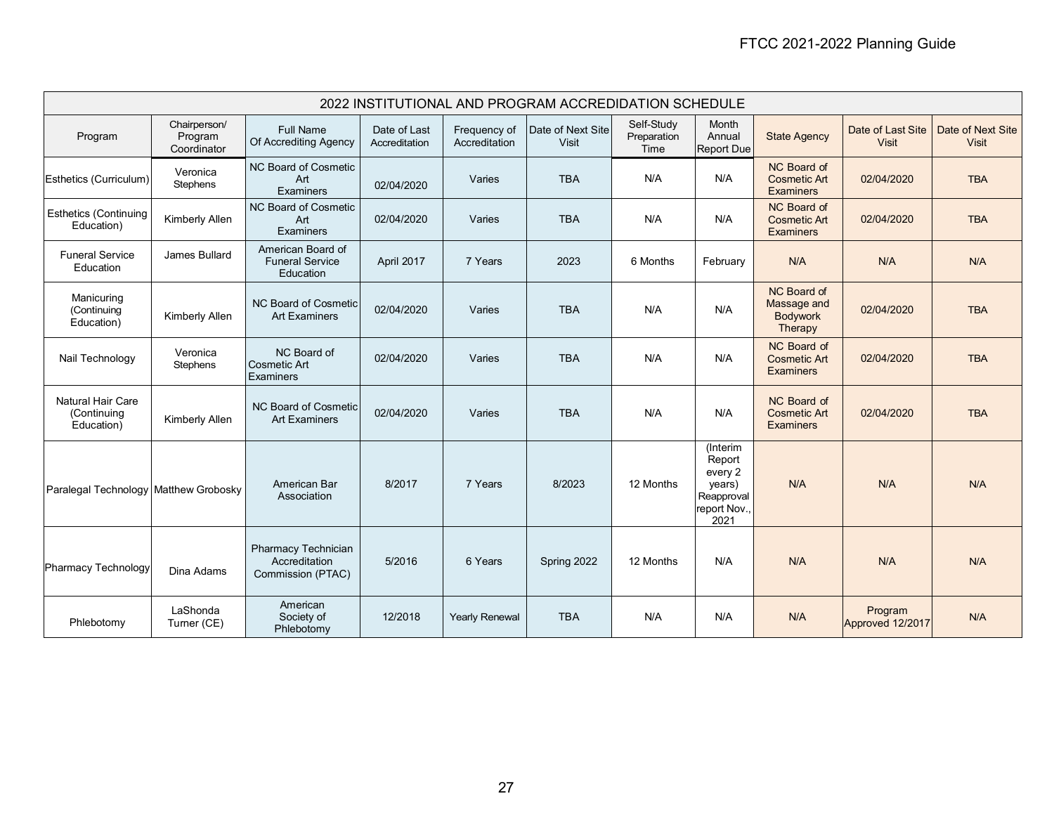## 2022 INSTITUTIONAL AND PROGRAM ACCREDIDATION SCHEDULE

| Program | Chairperson/ Program Coordinator | Full Name Of Accrediting Agency | Date of Last Accreditation | Frequency of Accreditation | Date of Next Site Visit | Self-Study Preparation Time | Month Annual Report Due | State Agency | Date of Last Site Visit | Date of Next Site Visit |
|---|---|---|---|---|---|---|---|---|---|---|
| Esthetics (Curriculum) | Veronica Stephens | NC Board of Cosmetic Art Examiners | 02/04/2020 | Varies | TBA | N/A | N/A | NC Board of Cosmetic Art Examiners | 02/04/2020 | TBA |
| Esthetics (Continuing Education) | Kimberly Allen | NC Board of Cosmetic Art Examiners | 02/04/2020 | Varies | TBA | N/A | N/A | NC Board of Cosmetic Art Examiners | 02/04/2020 | TBA |
| Funeral Service Education | James Bullard | American Board of Funeral Service Education | April 2017 | 7 Years | 2023 | 6 Months | February | N/A | N/A | N/A |
| Manicuring (Continuing Education) | Kimberly Allen | NC Board of Cosmetic Art Examiners | 02/04/2020 | Varies | TBA | N/A | N/A | NC Board of Massage and Bodywork Therapy | 02/04/2020 | TBA |
| Nail Technology | Veronica Stephens | NC Board of Cosmetic Art Examiners | 02/04/2020 | Varies | TBA | N/A | N/A | NC Board of Cosmetic Art Examiners | 02/04/2020 | TBA |
| Natural Hair Care (Continuing Education) | Kimberly Allen | NC Board of Cosmetic Art Examiners | 02/04/2020 | Varies | TBA | N/A | N/A | NC Board of Cosmetic Art Examiners | 02/04/2020 | TBA |
| Paralegal Technology | Matthew Grobosky | American Bar Association | 8/2017 | 7 Years | 8/2023 | 12 Months | (Interim Report every 2 years) Reapproval report Nov., 2021 | N/A | N/A | N/A |
| Pharmacy Technology | Dina Adams | Pharmacy Technician Accreditation Commission (PTAC) | 5/2016 | 6 Years | Spring 2022 | 12 Months | N/A | N/A | N/A | N/A |
| Phlebotomy | LaShonda Turner (CE) | American Society of Phlebotomy | 12/2018 | Yearly Renewal | TBA | N/A | N/A | N/A | Program Approved 12/2017 | N/A |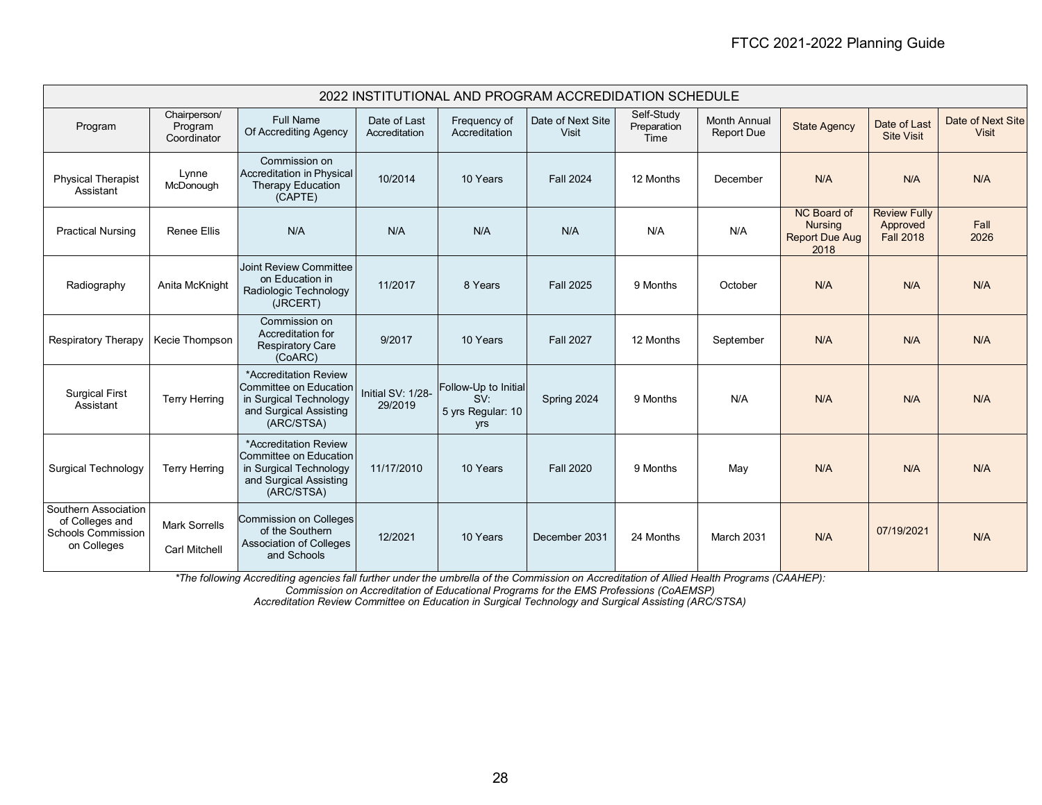| 2022 INSTITUTIONAL AND PROGRAM ACCREDIDATION SCHEDULE | | | | | | | | | | |
|---|---|---|---|---|---|---|---|---|---|---|
| Program | Chairperson/ Program Coordinator | Full Name Of Accrediting Agency | Date of Last Accreditation | Frequency of Accreditation | Date of Next Site Visit | Self-Study Preparation Time | Month Annual Report Due | State Agency | Date of Last Site Visit | Date of Next Site Visit |
| Physical Therapist Assistant | Lynne McDonough | Commission on Accreditation in Physical Therapy Education (CAPTE) | 10/2014 | 10 Years | Fall 2024 | 12 Months | December | N/A | N/A | N/A |
| Practical Nursing | Renee Ellis | N/A | N/A | N/A | N/A | N/A | N/A | NC Board of Nursing Report Due Aug 2018 | Review Fully Approved Fall 2018 | Fall 2026 |
| Radiography | Anita McKnight | Joint Review Committee on Education in Radiologic Technology (JRCERT) | 11/2017 | 8 Years | Fall 2025 | 9 Months | October | N/A | N/A | N/A |
| Respiratory Therapy | Kecie Thompson | Commission on Accreditation for Respiratory Care (CoARC) | 9/2017 | 10 Years | Fall 2027 | 12 Months | September | N/A | N/A | N/A |
| Surgical First Assistant | Terry Herring | *Accreditation Review Committee on Education in Surgical Technology and Surgical Assisting (ARC/STSA) | Initial SV: 1/28-29/2019 | Follow-Up to Initial SV: 5 yrs Regular: 10 yrs | Spring 2024 | 9 Months | N/A | N/A | N/A | N/A |
| Surgical Technology | Terry Herring | *Accreditation Review Committee on Education in Surgical Technology and Surgical Assisting (ARC/STSA) | 11/17/2010 | 10 Years | Fall 2020 | 9 Months | May | N/A | N/A | N/A |
| Southern Association of Colleges and Schools Commission on Colleges | Mark Sorrells<br>Carl Mitchell | Commission on Colleges of the Southern Association of Colleges and Schools | 12/2021 | 10 Years | December 2031 | 24 Months | March 2031 | N/A | 07/19/2021 | N/A |

*\*The following Accrediting agencies fall further under the umbrella of the Commission on Accreditation of Allied Health Programs (CAAHEP):*
*Commission on Accreditation of Educational Programs for the EMS Professions (CoAEMSP)*
*Accreditation Review Committee on Education in Surgical Technology and Surgical Assisting (ARC/STSA)*